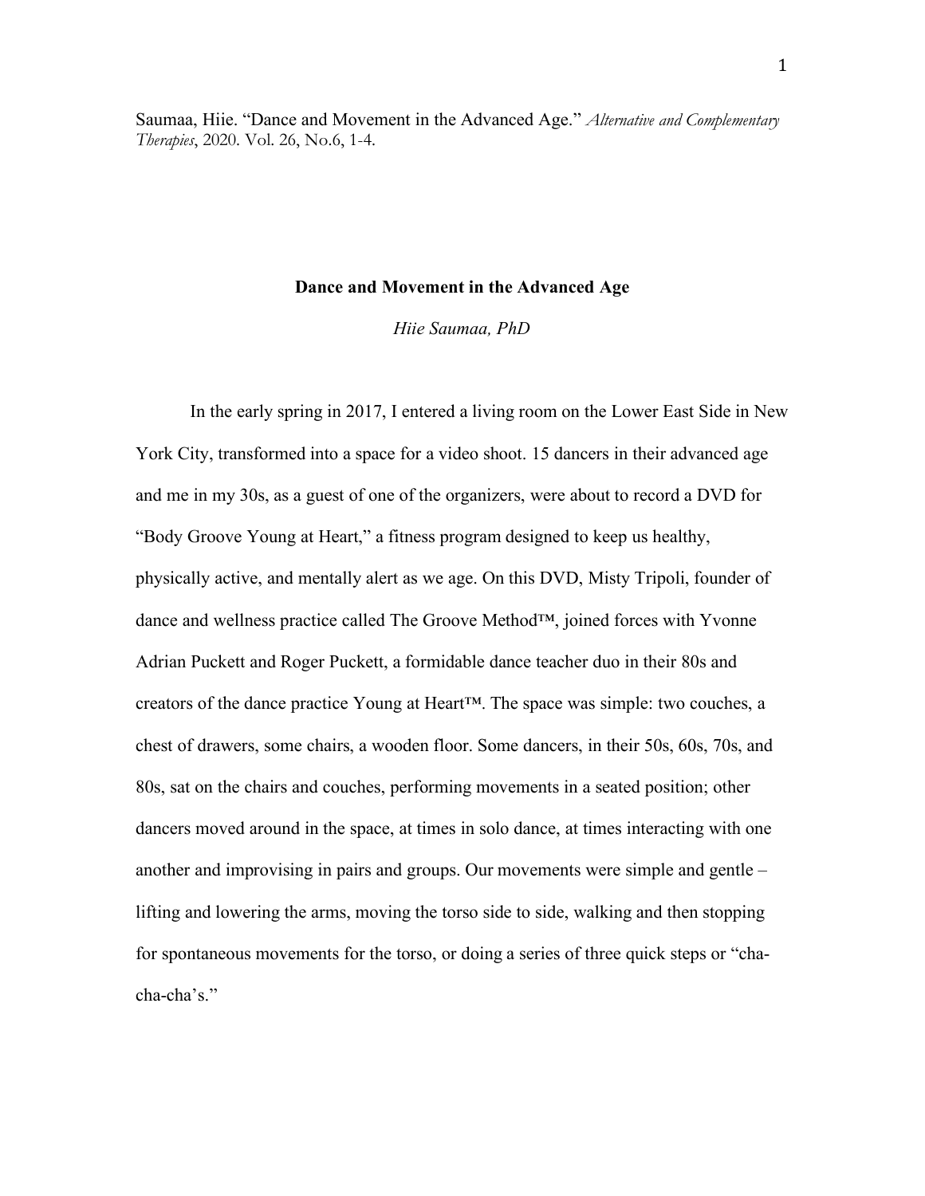Saumaa, Hiie. "Dance and Movement in the Advanced Age." *Alternative and Complementary Therapies*, 2020. Vol. 26, No.6, 1-4.

# Dance and Movement in the Advanced Age

*Hiie Saumaa, PhD*

In the early spring in 2017, I entered a living room on the Lower East Side in New York City, transformed into a space for a video shoot. 15 dancers in their advanced age and me in my 30s, as a guest of one of the organizers, were about to record a DVD for "Body Groove Young at Heart," a fitness program designed to keep us healthy, physically active, and mentally alert as we age. On this DVD, Misty Tripoli, founder of dance and wellness practice called The Groove Method™, joined forces with Yvonne Adrian Puckett and Roger Puckett, a formidable dance teacher duo in their 80s and creators of the dance practice Young at Heart™. The space was simple: two couches, a chest of drawers, some chairs, a wooden floor. Some dancers, in their 50s, 60s, 70s, and 80s, sat on the chairs and couches, performing movements in a seated position; other dancers moved around in the space, at times in solo dance, at times interacting with one another and improvising in pairs and groups. Our movements were simple and gentle – lifting and lowering the arms, moving the torso side to side, walking and then stopping for spontaneous movements for the torso, or doing a series of three quick steps or "cha-cha-cha's."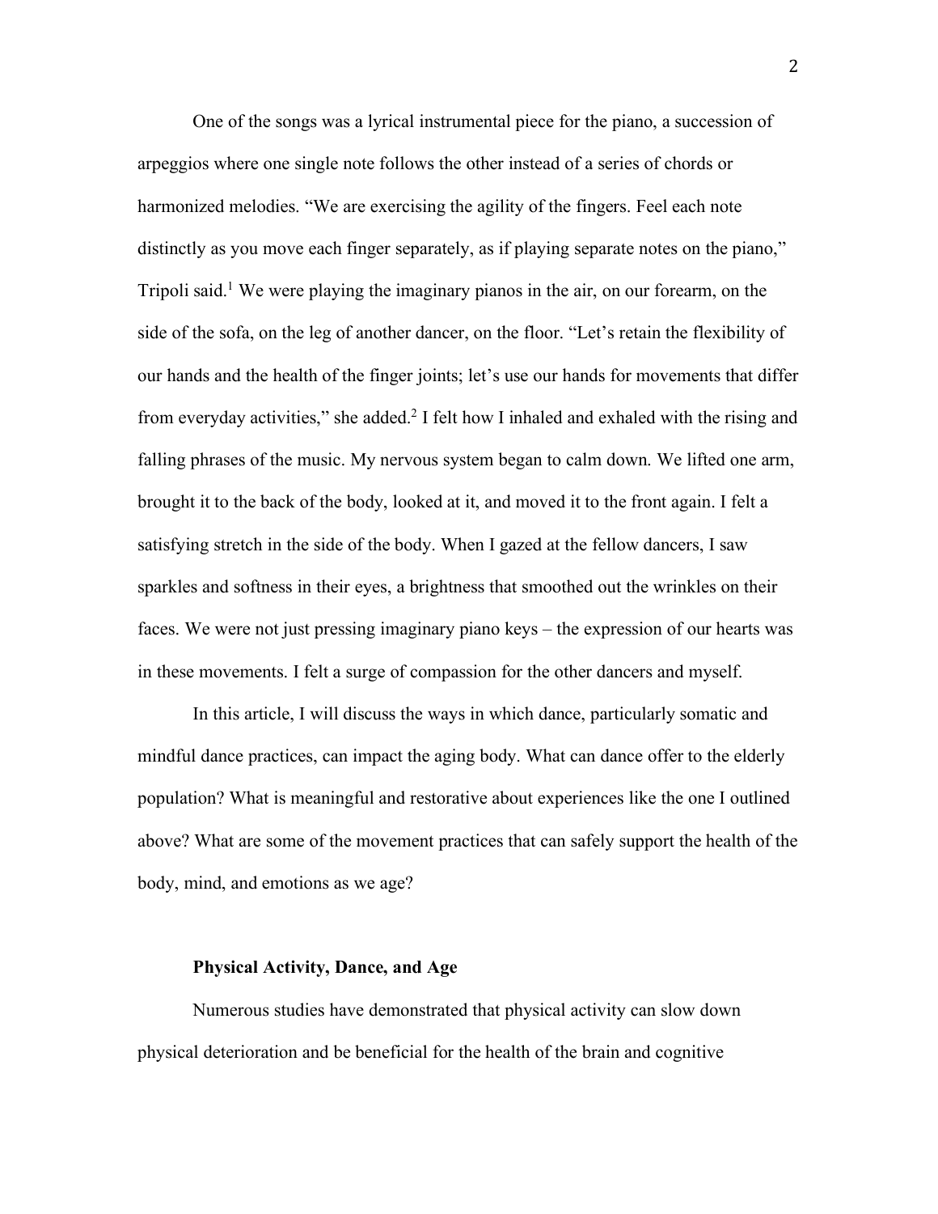One of the songs was a lyrical instrumental piece for the piano, a succession of arpeggios where one single note follows the other instead of a series of chords or harmonized melodies. "We are exercising the agility of the fingers. Feel each note distinctly as you move each finger separately, as if playing separate notes on the piano," Tripoli said.[1] We were playing the imaginary pianos in the air, on our forearm, on the side of the sofa, on the leg of another dancer, on the floor. "Let's retain the flexibility of our hands and the health of the finger joints; let's use our hands for movements that differ from everyday activities," she added.[2] I felt how I inhaled and exhaled with the rising and falling phrases of the music. My nervous system began to calm down. We lifted one arm, brought it to the back of the body, looked at it, and moved it to the front again. I felt a satisfying stretch in the side of the body. When I gazed at the fellow dancers, I saw sparkles and softness in their eyes, a brightness that smoothed out the wrinkles on their faces. We were not just pressing imaginary piano keys – the expression of our hearts was in these movements. I felt a surge of compassion for the other dancers and myself.

In this article, I will discuss the ways in which dance, particularly somatic and mindful dance practices, can impact the aging body. What can dance offer to the elderly population? What is meaningful and restorative about experiences like the one I outlined above? What are some of the movement practices that can safely support the health of the body, mind, and emotions as we age?

## Physical Activity, Dance, and Age

Numerous studies have demonstrated that physical activity can slow down physical deterioration and be beneficial for the health of the brain and cognitive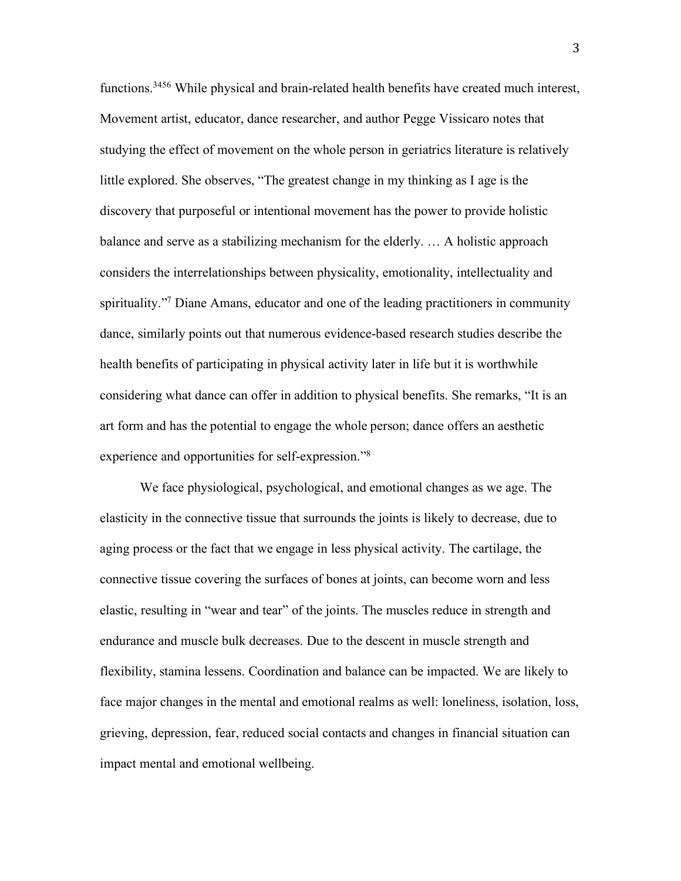functions.[3456] While physical and brain-related health benefits have created much interest, Movement artist, educator, dance researcher, and author Pegge Vissicaro notes that studying the effect of movement on the whole person in geriatrics literature is relatively little explored. She observes, "The greatest change in my thinking as I age is the discovery that purposeful or intentional movement has the power to provide holistic balance and serve as a stabilizing mechanism for the elderly. … A holistic approach considers the interrelationships between physicality, emotionality, intellectuality and spirituality."[7] Diane Amans, educator and one of the leading practitioners in community dance, similarly points out that numerous evidence-based research studies describe the health benefits of participating in physical activity later in life but it is worthwhile considering what dance can offer in addition to physical benefits. She remarks, "It is an art form and has the potential to engage the whole person; dance offers an aesthetic experience and opportunities for self-expression."[8]

We face physiological, psychological, and emotional changes as we age. The elasticity in the connective tissue that surrounds the joints is likely to decrease, due to aging process or the fact that we engage in less physical activity. The cartilage, the connective tissue covering the surfaces of bones at joints, can become worn and less elastic, resulting in "wear and tear" of the joints. The muscles reduce in strength and endurance and muscle bulk decreases. Due to the descent in muscle strength and flexibility, stamina lessens. Coordination and balance can be impacted. We are likely to face major changes in the mental and emotional realms as well: loneliness, isolation, loss, grieving, depression, fear, reduced social contacts and changes in financial situation can impact mental and emotional wellbeing.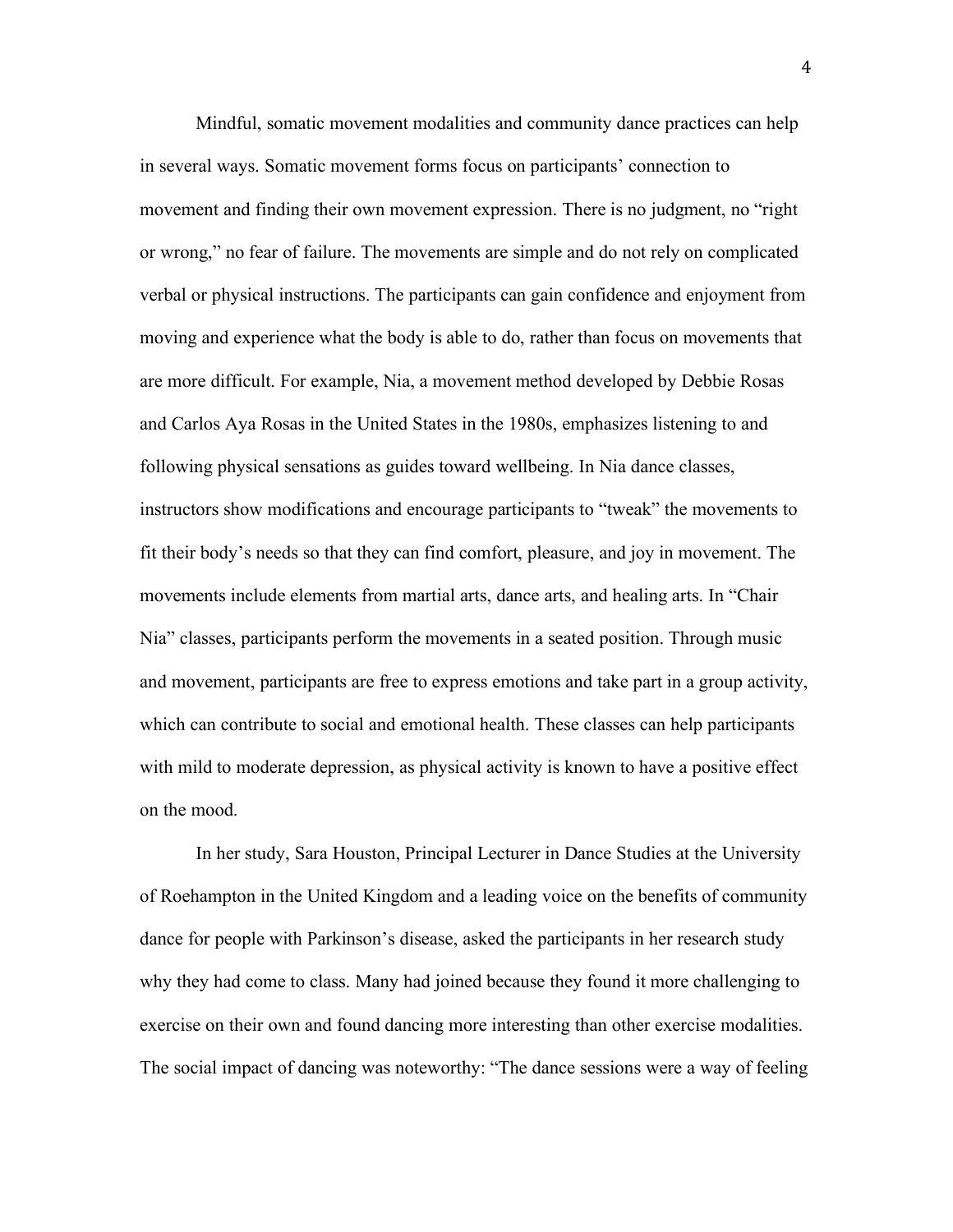Mindful, somatic movement modalities and community dance practices can help in several ways. Somatic movement forms focus on participants' connection to movement and finding their own movement expression. There is no judgment, no "right or wrong," no fear of failure. The movements are simple and do not rely on complicated verbal or physical instructions. The participants can gain confidence and enjoyment from moving and experience what the body is able to do, rather than focus on movements that are more difficult. For example, Nia, a movement method developed by Debbie Rosas and Carlos Aya Rosas in the United States in the 1980s, emphasizes listening to and following physical sensations as guides toward wellbeing. In Nia dance classes, instructors show modifications and encourage participants to "tweak" the movements to fit their body's needs so that they can find comfort, pleasure, and joy in movement. The movements include elements from martial arts, dance arts, and healing arts. In "Chair Nia" classes, participants perform the movements in a seated position. Through music and movement, participants are free to express emotions and take part in a group activity, which can contribute to social and emotional health. These classes can help participants with mild to moderate depression, as physical activity is known to have a positive effect on the mood.

In her study, Sara Houston, Principal Lecturer in Dance Studies at the University of Roehampton in the United Kingdom and a leading voice on the benefits of community dance for people with Parkinson's disease, asked the participants in her research study why they had come to class. Many had joined because they found it more challenging to exercise on their own and found dancing more interesting than other exercise modalities. The social impact of dancing was noteworthy: "The dance sessions were a way of feeling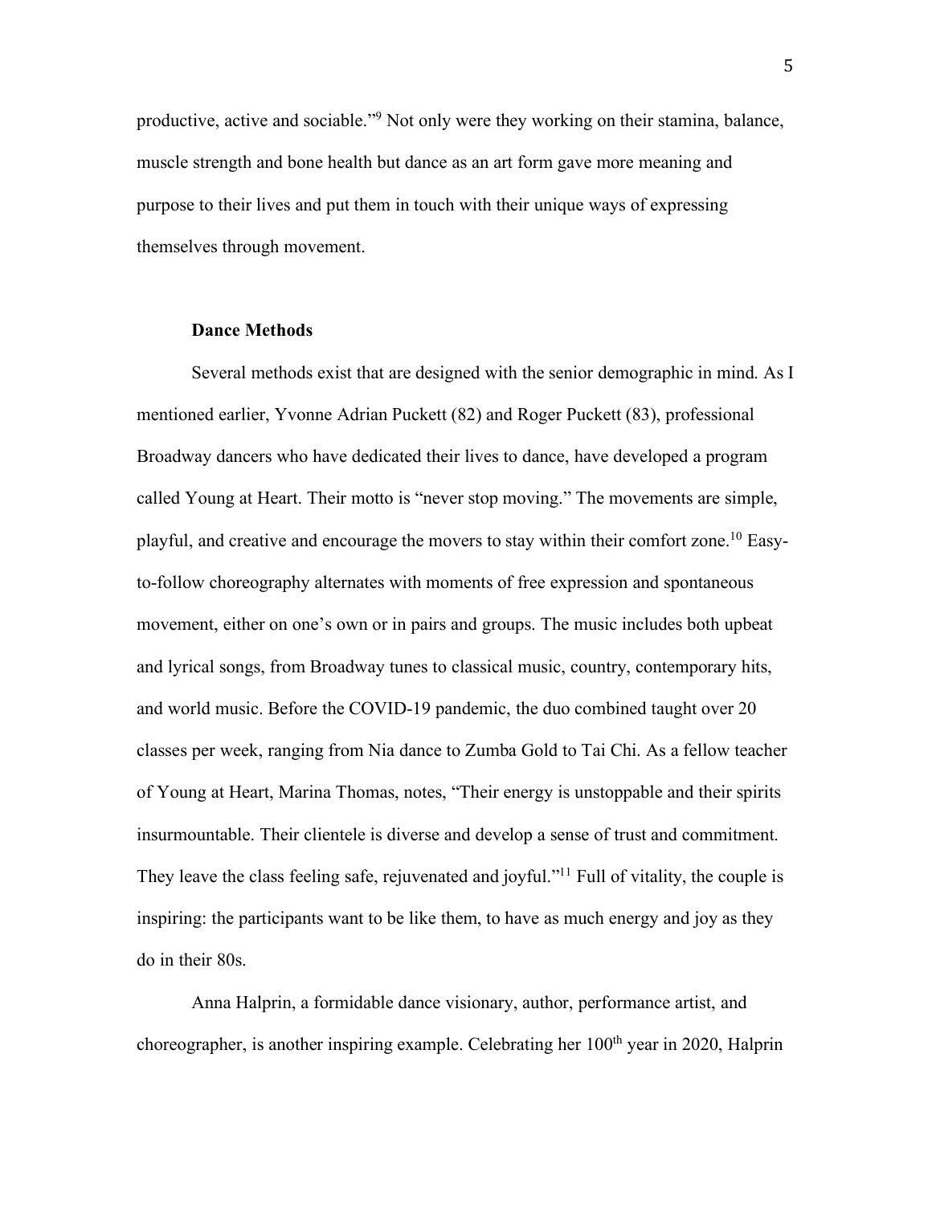productive, active and sociable."[9] Not only were they working on their stamina, balance, muscle strength and bone health but dance as an art form gave more meaning and purpose to their lives and put them in touch with their unique ways of expressing themselves through movement.

## Dance Methods

Several methods exist that are designed with the senior demographic in mind. As I mentioned earlier, Yvonne Adrian Puckett (82) and Roger Puckett (83), professional Broadway dancers who have dedicated their lives to dance, have developed a program called Young at Heart. Their motto is "never stop moving." The movements are simple, playful, and creative and encourage the movers to stay within their comfort zone.[10] Easy-to-follow choreography alternates with moments of free expression and spontaneous movement, either on one's own or in pairs and groups. The music includes both upbeat and lyrical songs, from Broadway tunes to classical music, country, contemporary hits, and world music. Before the COVID-19 pandemic, the duo combined taught over 20 classes per week, ranging from Nia dance to Zumba Gold to Tai Chi. As a fellow teacher of Young at Heart, Marina Thomas, notes, "Their energy is unstoppable and their spirits insurmountable. Their clientele is diverse and develop a sense of trust and commitment. They leave the class feeling safe, rejuvenated and joyful."[11] Full of vitality, the couple is inspiring: the participants want to be like them, to have as much energy and joy as they do in their 80s.

Anna Halprin, a formidable dance visionary, author, performance artist, and choreographer, is another inspiring example. Celebrating her 100th year in 2020, Halprin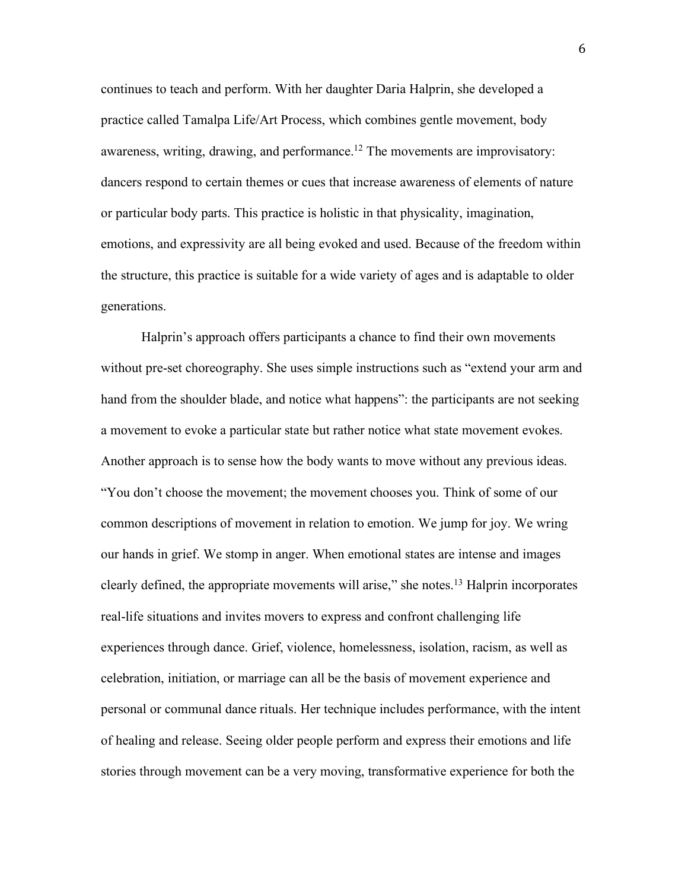continues to teach and perform. With her daughter Daria Halprin, she developed a practice called Tamalpa Life/Art Process, which combines gentle movement, body awareness, writing, drawing, and performance.[12] The movements are improvisatory: dancers respond to certain themes or cues that increase awareness of elements of nature or particular body parts. This practice is holistic in that physicality, imagination, emotions, and expressivity are all being evoked and used. Because of the freedom within the structure, this practice is suitable for a wide variety of ages and is adaptable to older generations.

Halprin's approach offers participants a chance to find their own movements without pre-set choreography. She uses simple instructions such as "extend your arm and hand from the shoulder blade, and notice what happens": the participants are not seeking a movement to evoke a particular state but rather notice what state movement evokes. Another approach is to sense how the body wants to move without any previous ideas. "You don't choose the movement; the movement chooses you. Think of some of our common descriptions of movement in relation to emotion. We jump for joy. We wring our hands in grief. We stomp in anger. When emotional states are intense and images clearly defined, the appropriate movements will arise," she notes.[13] Halprin incorporates real-life situations and invites movers to express and confront challenging life experiences through dance. Grief, violence, homelessness, isolation, racism, as well as celebration, initiation, or marriage can all be the basis of movement experience and personal or communal dance rituals. Her technique includes performance, with the intent of healing and release. Seeing older people perform and express their emotions and life stories through movement can be a very moving, transformative experience for both the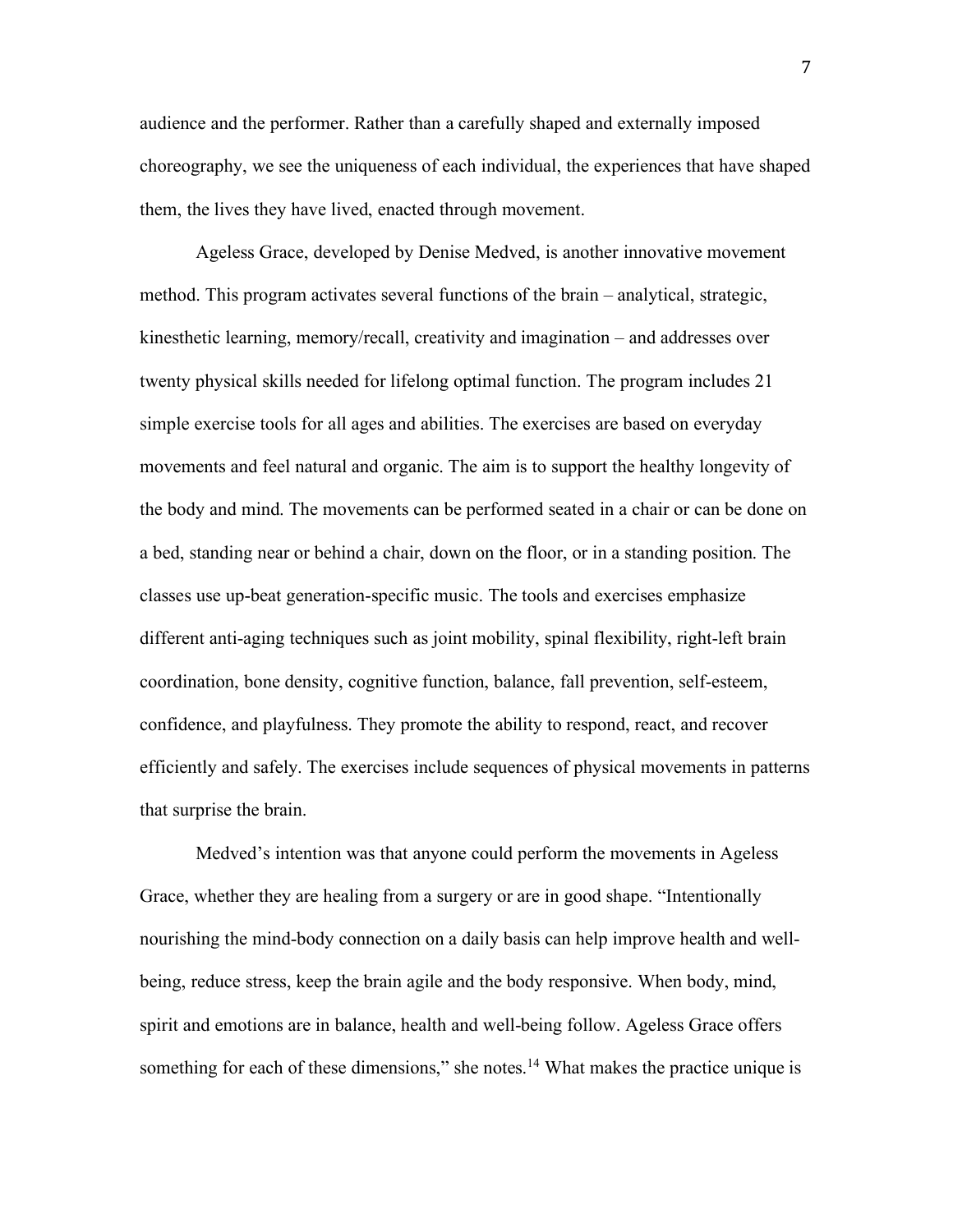audience and the performer. Rather than a carefully shaped and externally imposed choreography, we see the uniqueness of each individual, the experiences that have shaped them, the lives they have lived, enacted through movement.

Ageless Grace, developed by Denise Medved, is another innovative movement method. This program activates several functions of the brain – analytical, strategic, kinesthetic learning, memory/recall, creativity and imagination – and addresses over twenty physical skills needed for lifelong optimal function. The program includes 21 simple exercise tools for all ages and abilities. The exercises are based on everyday movements and feel natural and organic. The aim is to support the healthy longevity of the body and mind. The movements can be performed seated in a chair or can be done on a bed, standing near or behind a chair, down on the floor, or in a standing position. The classes use up-beat generation-specific music. The tools and exercises emphasize different anti-aging techniques such as joint mobility, spinal flexibility, right-left brain coordination, bone density, cognitive function, balance, fall prevention, self-esteem, confidence, and playfulness. They promote the ability to respond, react, and recover efficiently and safely. The exercises include sequences of physical movements in patterns that surprise the brain.

Medved's intention was that anyone could perform the movements in Ageless Grace, whether they are healing from a surgery or are in good shape. "Intentionally nourishing the mind-body connection on a daily basis can help improve health and well-being, reduce stress, keep the brain agile and the body responsive. When body, mind, spirit and emotions are in balance, health and well-being follow. Ageless Grace offers something for each of these dimensions," she notes.[14] What makes the practice unique is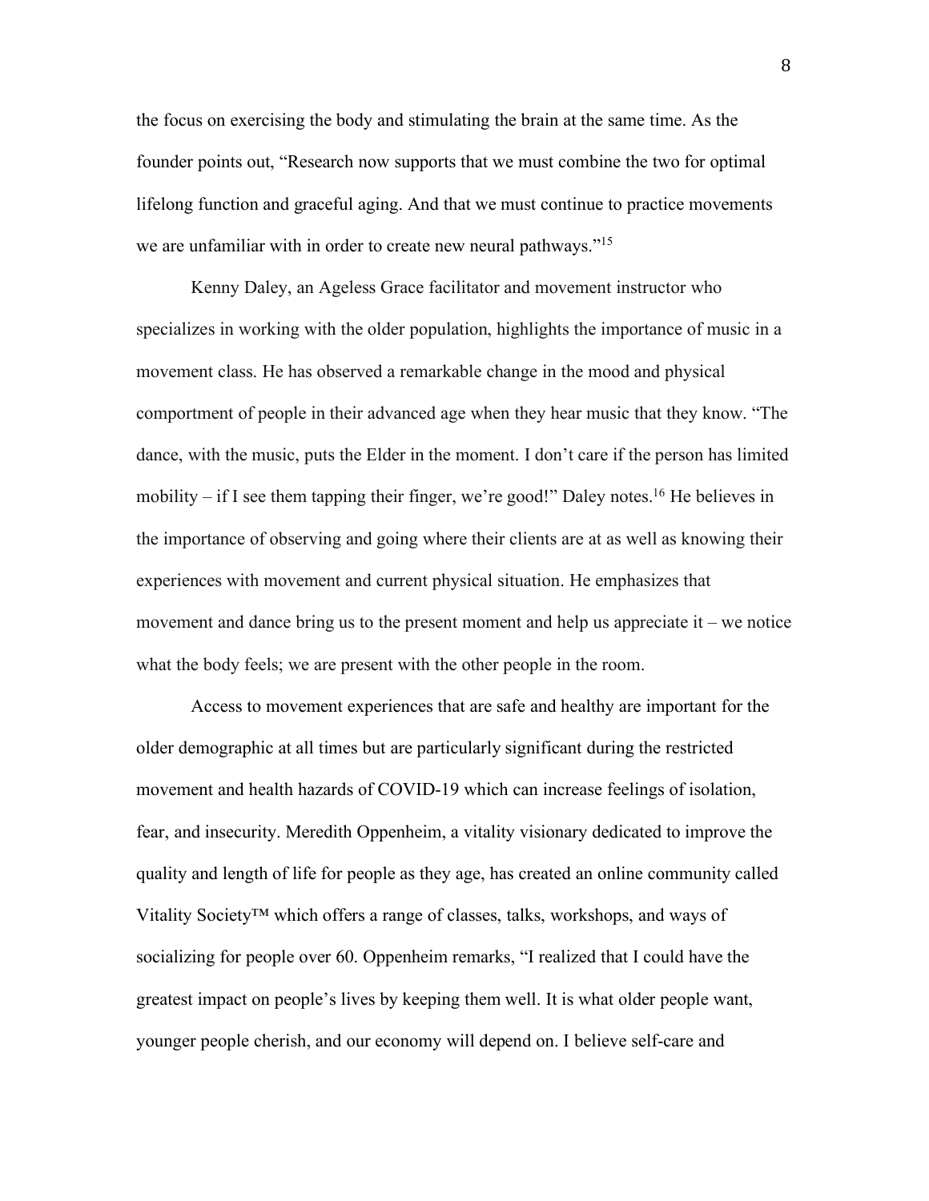the focus on exercising the body and stimulating the brain at the same time. As the founder points out, "Research now supports that we must combine the two for optimal lifelong function and graceful aging. And that we must continue to practice movements we are unfamiliar with in order to create new neural pathways."[15]

Kenny Daley, an Ageless Grace facilitator and movement instructor who specializes in working with the older population, highlights the importance of music in a movement class. He has observed a remarkable change in the mood and physical comportment of people in their advanced age when they hear music that they know. "The dance, with the music, puts the Elder in the moment. I don't care if the person has limited mobility – if I see them tapping their finger, we're good!" Daley notes.[16] He believes in the importance of observing and going where their clients are at as well as knowing their experiences with movement and current physical situation. He emphasizes that movement and dance bring us to the present moment and help us appreciate it – we notice what the body feels; we are present with the other people in the room.

Access to movement experiences that are safe and healthy are important for the older demographic at all times but are particularly significant during the restricted movement and health hazards of COVID-19 which can increase feelings of isolation, fear, and insecurity. Meredith Oppenheim, a vitality visionary dedicated to improve the quality and length of life for people as they age, has created an online community called Vitality Society™ which offers a range of classes, talks, workshops, and ways of socializing for people over 60. Oppenheim remarks, "I realized that I could have the greatest impact on people's lives by keeping them well. It is what older people want, younger people cherish, and our economy will depend on. I believe self-care and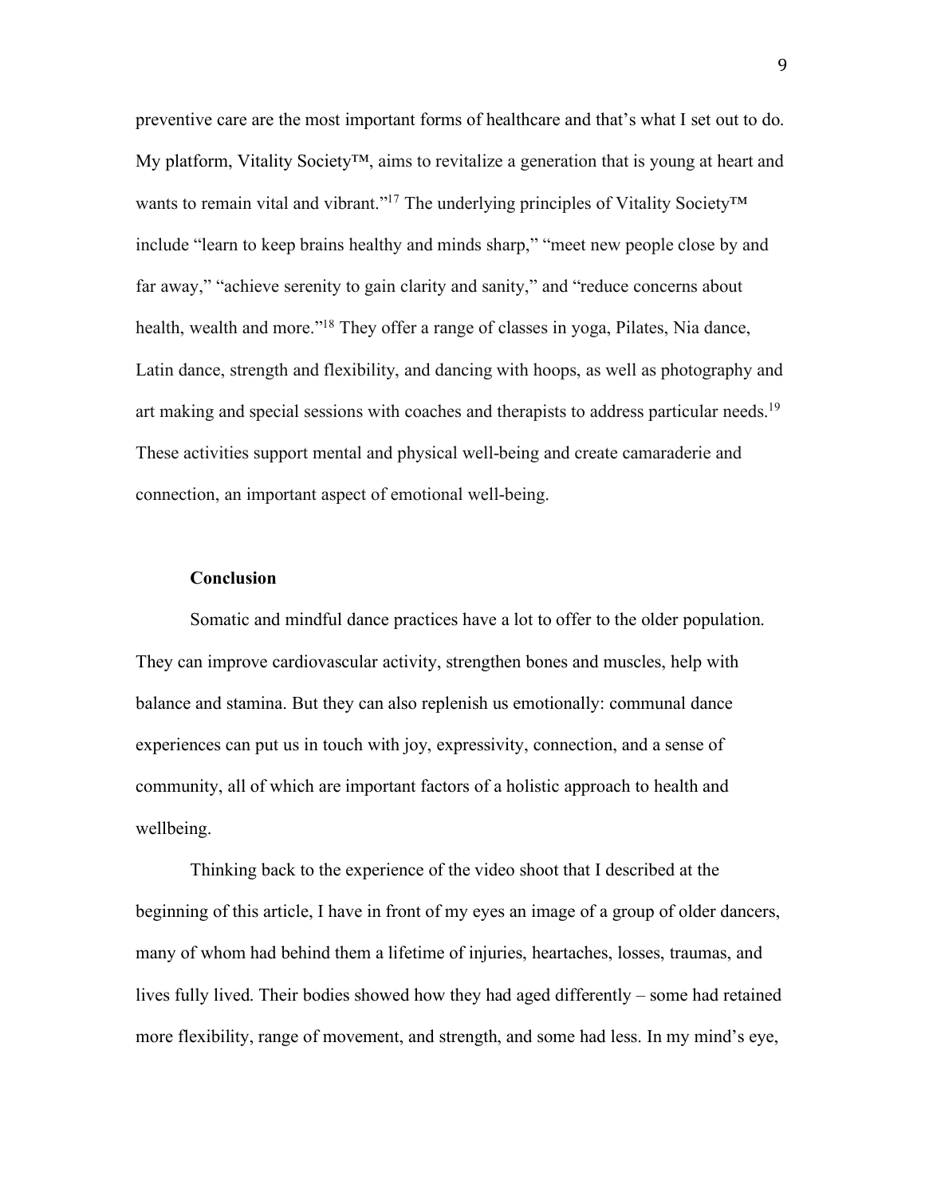preventive care are the most important forms of healthcare and that's what I set out to do. My platform, Vitality Society™, aims to revitalize a generation that is young at heart and wants to remain vital and vibrant."[17] The underlying principles of Vitality Society™ include "learn to keep brains healthy and minds sharp," "meet new people close by and far away," "achieve serenity to gain clarity and sanity," and "reduce concerns about health, wealth and more."[18] They offer a range of classes in yoga, Pilates, Nia dance, Latin dance, strength and flexibility, and dancing with hoops, as well as photography and art making and special sessions with coaches and therapists to address particular needs.[19] These activities support mental and physical well-being and create camaraderie and connection, an important aspect of emotional well-being.

## Conclusion

Somatic and mindful dance practices have a lot to offer to the older population. They can improve cardiovascular activity, strengthen bones and muscles, help with balance and stamina. But they can also replenish us emotionally: communal dance experiences can put us in touch with joy, expressivity, connection, and a sense of community, all of which are important factors of a holistic approach to health and wellbeing.

Thinking back to the experience of the video shoot that I described at the beginning of this article, I have in front of my eyes an image of a group of older dancers, many of whom had behind them a lifetime of injuries, heartaches, losses, traumas, and lives fully lived. Their bodies showed how they had aged differently – some had retained more flexibility, range of movement, and strength, and some had less. In my mind's eye,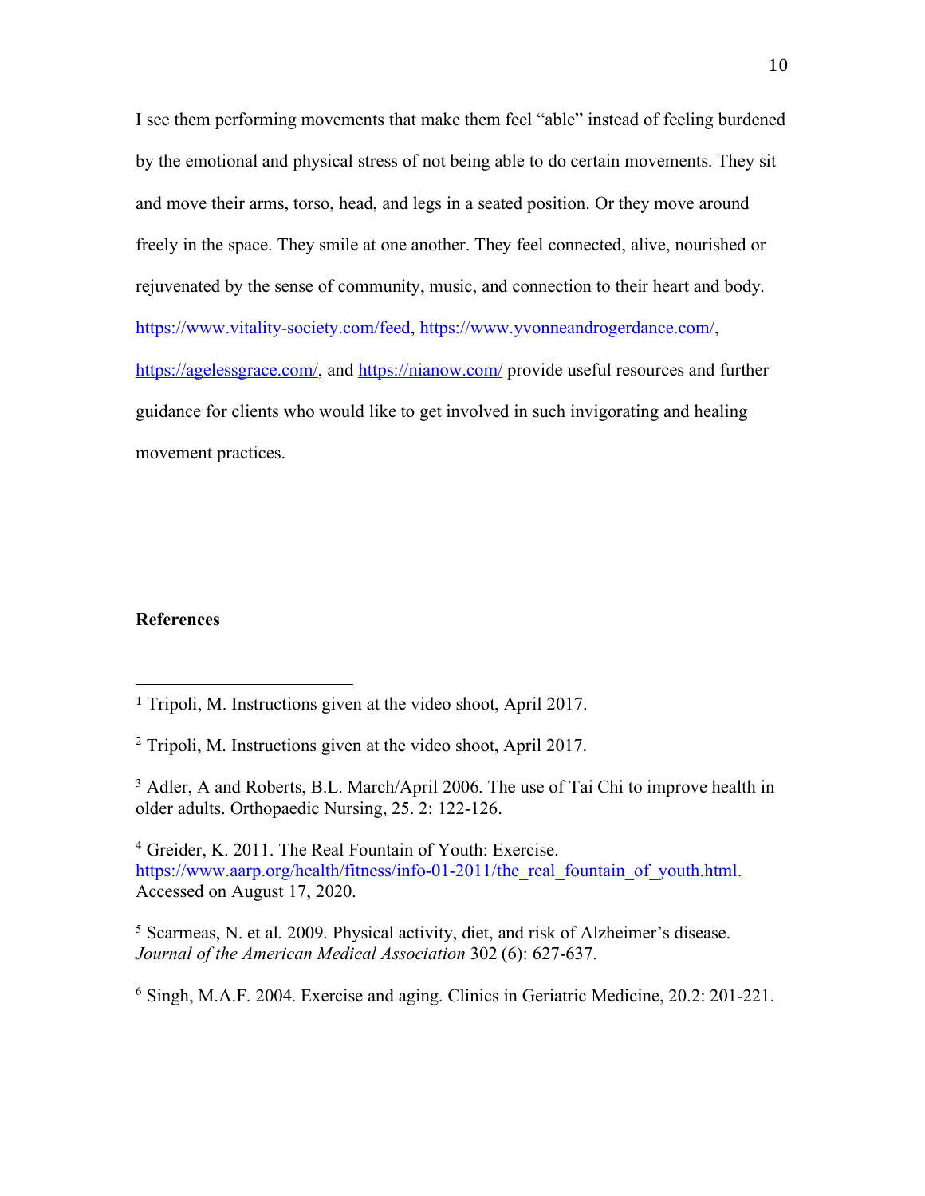I see them performing movements that make them feel "able" instead of feeling burdened by the emotional and physical stress of not being able to do certain movements. They sit and move their arms, torso, head, and legs in a seated position. Or they move around freely in the space. They smile at one another. They feel connected, alive, nourished or rejuvenated by the sense of community, music, and connection to their heart and body. https://www.vitality-society.com/feed, https://www.yvonneandrogerdance.com/, https://agelessgrace.com/, and https://nianow.com/ provide useful resources and further guidance for clients who would like to get involved in such invigorating and healing movement practices.

**References**

[1] Tripoli, M. Instructions given at the video shoot, April 2017.

[2] Tripoli, M. Instructions given at the video shoot, April 2017.

[3] Adler, A and Roberts, B.L. March/April 2006. The use of Tai Chi to improve health in older adults. Orthopaedic Nursing, 25. 2: 122-126.

[4] Greider, K. 2011. The Real Fountain of Youth: Exercise. https://www.aarp.org/health/fitness/info-01-2011/the_real_fountain_of_youth.html. Accessed on August 17, 2020.

[5] Scarmeas, N. et al. 2009. Physical activity, diet, and risk of Alzheimer's disease. *Journal of the American Medical Association* 302 (6): 627-637.

[6] Singh, M.A.F. 2004. Exercise and aging. Clinics in Geriatric Medicine, 20.2: 201-221.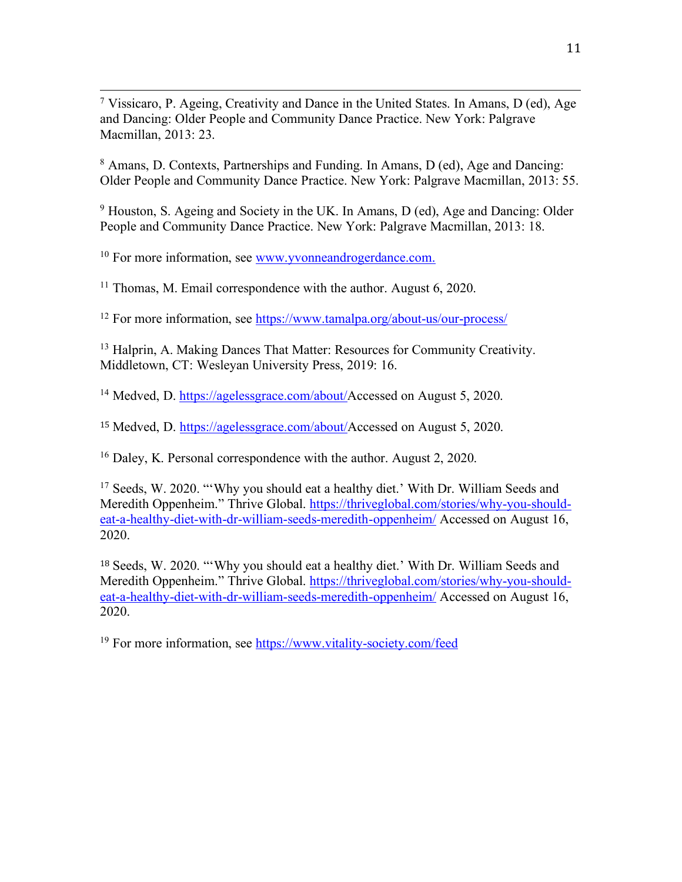[7] Vissicaro, P. Ageing, Creativity and Dance in the United States. In Amans, D (ed), Age and Dancing: Older People and Community Dance Practice. New York: Palgrave Macmillan, 2013: 23.

[8] Amans, D. Contexts, Partnerships and Funding. In Amans, D (ed), Age and Dancing: Older People and Community Dance Practice. New York: Palgrave Macmillan, 2013: 55.

[9] Houston, S. Ageing and Society in the UK. In Amans, D (ed), Age and Dancing: Older People and Community Dance Practice. New York: Palgrave Macmillan, 2013: 18.

[10] For more information, see www.yvonneandrogerdance.com.

[11] Thomas, M. Email correspondence with the author. August 6, 2020.

[12] For more information, see https://www.tamalpa.org/about-us/our-process/

[13] Halprin, A. Making Dances That Matter: Resources for Community Creativity. Middletown, CT: Wesleyan University Press, 2019: 16.

[14] Medved, D. https://agelessgrace.com/about/Accessed on August 5, 2020.

[15] Medved, D. https://agelessgrace.com/about/Accessed on August 5, 2020.

[16] Daley, K. Personal correspondence with the author. August 2, 2020.

[17] Seeds, W. 2020. "'Why you should eat a healthy diet.' With Dr. William Seeds and Meredith Oppenheim." Thrive Global. https://thriveglobal.com/stories/why-you-should-eat-a-healthy-diet-with-dr-william-seeds-meredith-oppenheim/ Accessed on August 16, 2020.

[18] Seeds, W. 2020. "'Why you should eat a healthy diet.' With Dr. William Seeds and Meredith Oppenheim." Thrive Global. https://thriveglobal.com/stories/why-you-should-eat-a-healthy-diet-with-dr-william-seeds-meredith-oppenheim/ Accessed on August 16, 2020.

[19] For more information, see https://www.vitality-society.com/feed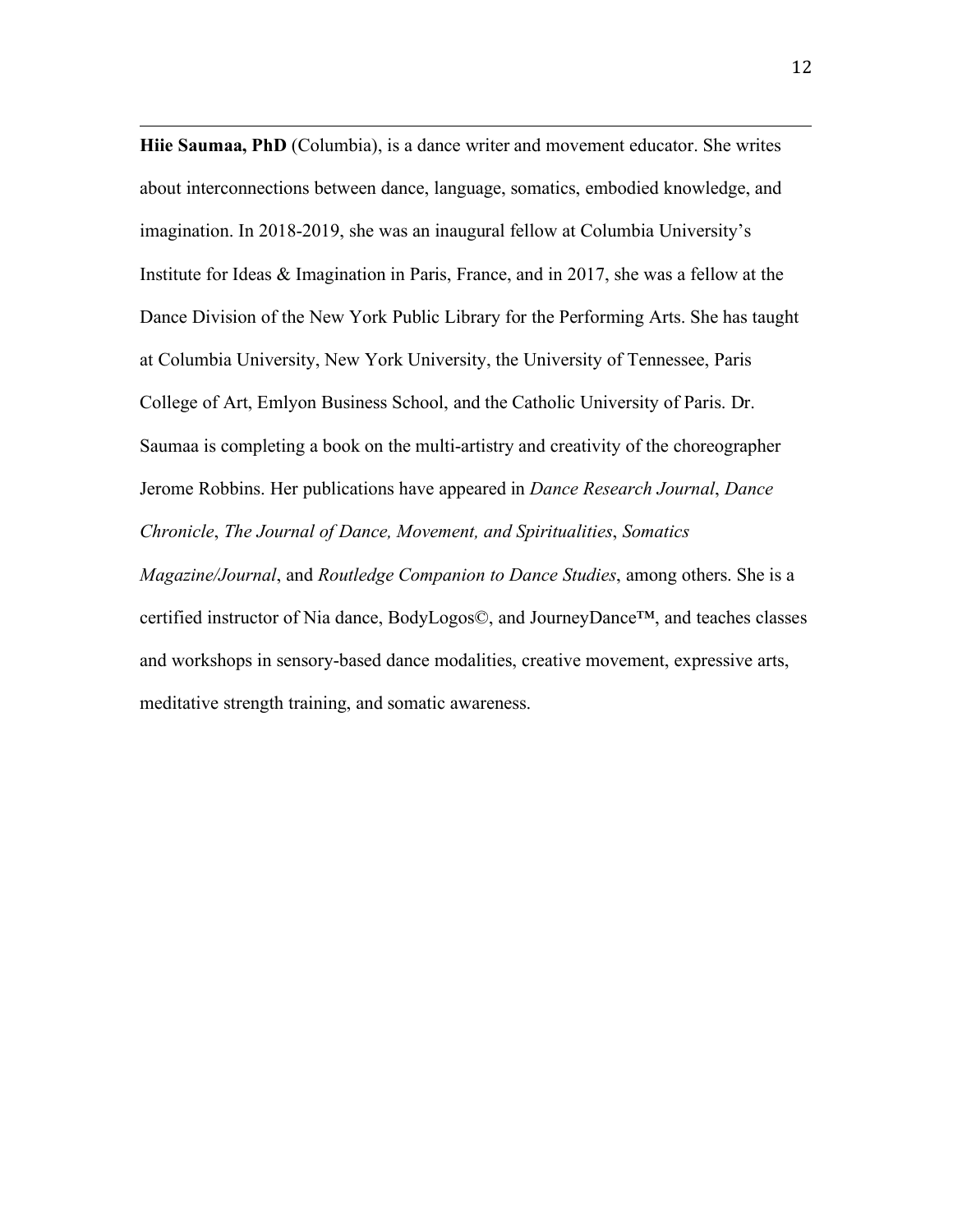**Hiie Saumaa, PhD** (Columbia), is a dance writer and movement educator. She writes about interconnections between dance, language, somatics, embodied knowledge, and imagination. In 2018-2019, she was an inaugural fellow at Columbia University's Institute for Ideas & Imagination in Paris, France, and in 2017, she was a fellow at the Dance Division of the New York Public Library for the Performing Arts. She has taught at Columbia University, New York University, the University of Tennessee, Paris College of Art, Emlyon Business School, and the Catholic University of Paris. Dr. Saumaa is completing a book on the multi-artistry and creativity of the choreographer Jerome Robbins. Her publications have appeared in *Dance Research Journal*, *Dance Chronicle*, *The Journal of Dance, Movement, and Spiritualities*, *Somatics Magazine/Journal*, and *Routledge Companion to Dance Studies*, among others. She is a certified instructor of Nia dance, BodyLogos©, and JourneyDance™, and teaches classes and workshops in sensory-based dance modalities, creative movement, expressive arts, meditative strength training, and somatic awareness.